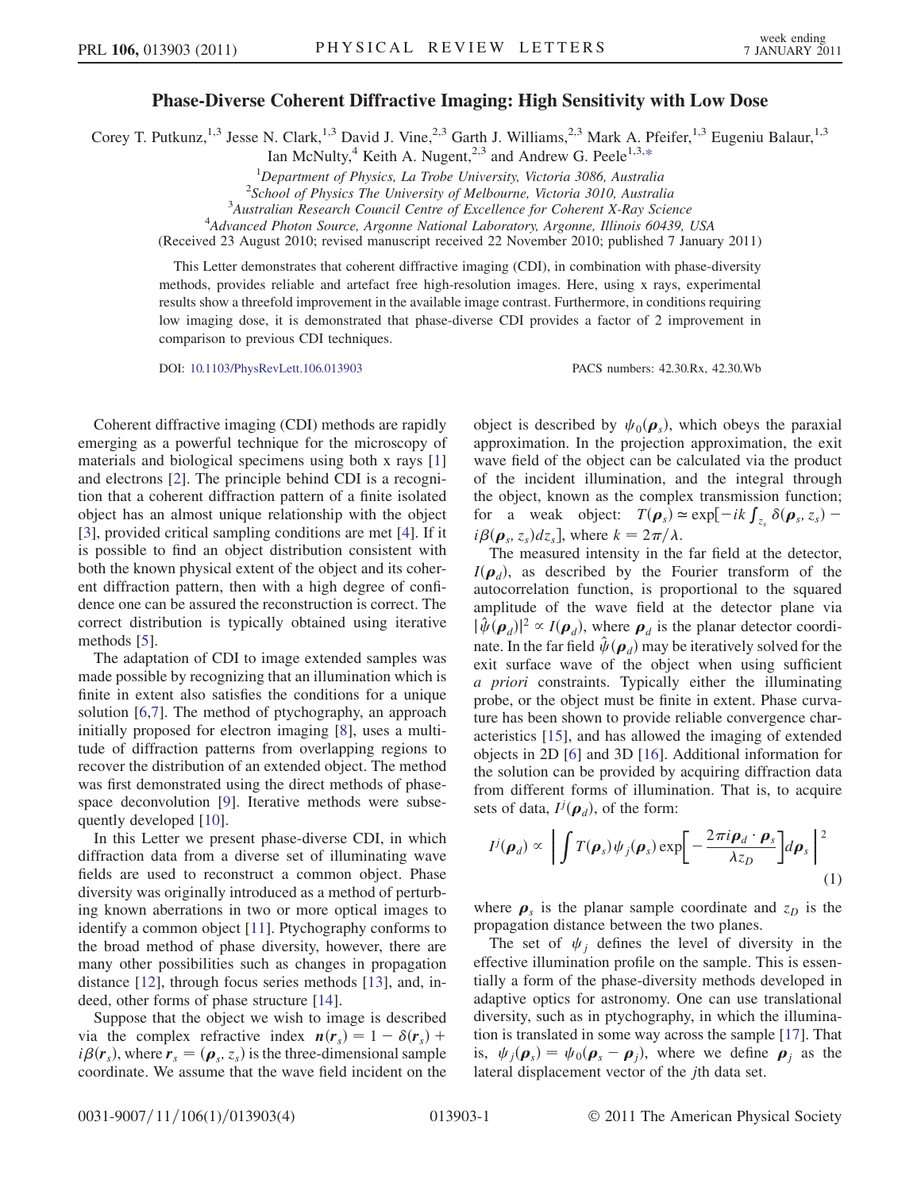# Phase-Diverse Coherent Diffractive Imaging: High Sensitivity with Low Dose

Corey T. Putkunz,[1,3] Jesse N. Clark,[1,3] David J. Vine,[2,3] Garth J. Williams,[2,3] Mark A. Pfeifer,[1,3] Eugeniu Balaur,[1,3] Ian McNulty,[4] Keith A. Nugent,[2,3] and Andrew G. Peele[1,3,*]

[1]*Department of Physics, La Trobe University, Victoria 3086, Australia*
[2]*School of Physics The University of Melbourne, Victoria 3010, Australia*
[3]*Australian Research Council Centre of Excellence for Coherent X-Ray Science*
[4]*Advanced Photon Source, Argonne National Laboratory, Argonne, Illinois 60439, USA*

(Received 23 August 2010; revised manuscript received 22 November 2010; published 7 January 2011)

This Letter demonstrates that coherent diffractive imaging (CDI), in combination with phase-diversity methods, provides reliable and artefact free high-resolution images. Here, using x rays, experimental results show a threefold improvement in the available image contrast. Furthermore, in conditions requiring low imaging dose, it is demonstrated that phase-diverse CDI provides a factor of 2 improvement in comparison to previous CDI techniques.

DOI: 10.1103/PhysRevLett.106.013903 PACS numbers: 42.30.Rx, 42.30.Wb

Coherent diffractive imaging (CDI) methods are rapidly emerging as a powerful technique for the microscopy of materials and biological specimens using both x rays [1] and electrons [2]. The principle behind CDI is a recognition that a coherent diffraction pattern of a finite isolated object has an almost unique relationship with the object [3], provided critical sampling conditions are met [4]. If it is possible to find an object distribution consistent with both the known physical extent of the object and its coherent diffraction pattern, then with a high degree of confidence one can be assured the reconstruction is correct. The correct distribution is typically obtained using iterative methods [5].

The adaptation of CDI to image extended samples was made possible by recognizing that an illumination which is finite in extent also satisfies the conditions for a unique solution [6,7]. The method of ptychography, an approach initially proposed for electron imaging [8], uses a multitude of diffraction patterns from overlapping regions to recover the distribution of an extended object. The method was first demonstrated using the direct methods of phase-space deconvolution [9]. Iterative methods were subsequently developed [10].

In this Letter we present phase-diverse CDI, in which diffraction data from a diverse set of illuminating wave fields are used to reconstruct a common object. Phase diversity was originally introduced as a method of perturbing known aberrations in two or more optical images to identify a common object [11]. Ptychography conforms to the broad method of phase diversity, however, there are many other possibilities such as changes in propagation distance [12], through focus series methods [13], and, indeed, other forms of phase structure [14].

Suppose that the object we wish to image is described via the complex refractive index $\boldsymbol{n}(\boldsymbol{r}_s) = 1 - \delta(\boldsymbol{r}_s) + i\beta(\boldsymbol{r}_s)$, where $\boldsymbol{r}_s = (\boldsymbol{\rho}_s, z_s)$ is the three-dimensional sample coordinate. We assume that the wave field incident on the object is described by $\psi_0(\boldsymbol{\rho}_s)$, which obeys the paraxial approximation. In the projection approximation, the exit wave field of the object can be calculated via the product of the incident illumination, and the integral through the object, known as the complex transmission function; for a weak object: $T(\boldsymbol{\rho}_s) \simeq \exp[-ik\int_{z_s}\delta(\boldsymbol{\rho}_s, z_s) - i\beta(\boldsymbol{\rho}_s, z_s)dz_s]$, where $k = 2\pi/\lambda$.

The measured intensity in the far field at the detector, $I(\boldsymbol{\rho}_d)$, as described by the Fourier transform of the autocorrelation function, is proportional to the squared amplitude of the wave field at the detector plane via $|\hat{\psi}(\boldsymbol{\rho}_d)|^2 \propto I(\boldsymbol{\rho}_d)$, where $\boldsymbol{\rho}_d$ is the planar detector coordinate. In the far field $\hat{\psi}(\boldsymbol{\rho}_d)$ may be iteratively solved for the exit surface wave of the object when using sufficient *a priori* constraints. Typically either the illuminating probe, or the object must be finite in extent. Phase curvature has been shown to provide reliable convergence characteristics [15], and has allowed the imaging of extended objects in 2D [6] and 3D [16]. Additional information for the solution can be provided by acquiring diffraction data from different forms of illumination. That is, to acquire sets of data, $I^j(\boldsymbol{\rho}_d)$, of the form:

$$I^j(\boldsymbol{\rho}_d) \propto \left| \int T(\boldsymbol{\rho}_s)\psi_j(\boldsymbol{\rho}_s)\exp\left[-\frac{2\pi i \boldsymbol{\rho}_d \cdot \boldsymbol{\rho}_s}{\lambda z_D}\right]d\boldsymbol{\rho}_s \right|^2 \tag{1}$$

where $\boldsymbol{\rho}_s$ is the planar sample coordinate and $z_D$ is the propagation distance between the two planes.

The set of $\psi_j$ defines the level of diversity in the effective illumination profile on the sample. This is essentially a form of the phase-diversity methods developed in adaptive optics for astronomy. One can use translational diversity, such as in ptychography, in which the illumination is translated in some way across the sample [17]. That is, $\psi_j(\boldsymbol{\rho}_s) = \psi_0(\boldsymbol{\rho}_s - \boldsymbol{\rho}_j)$, where we define $\boldsymbol{\rho}_j$ as the lateral displacement vector of the $j$th data set.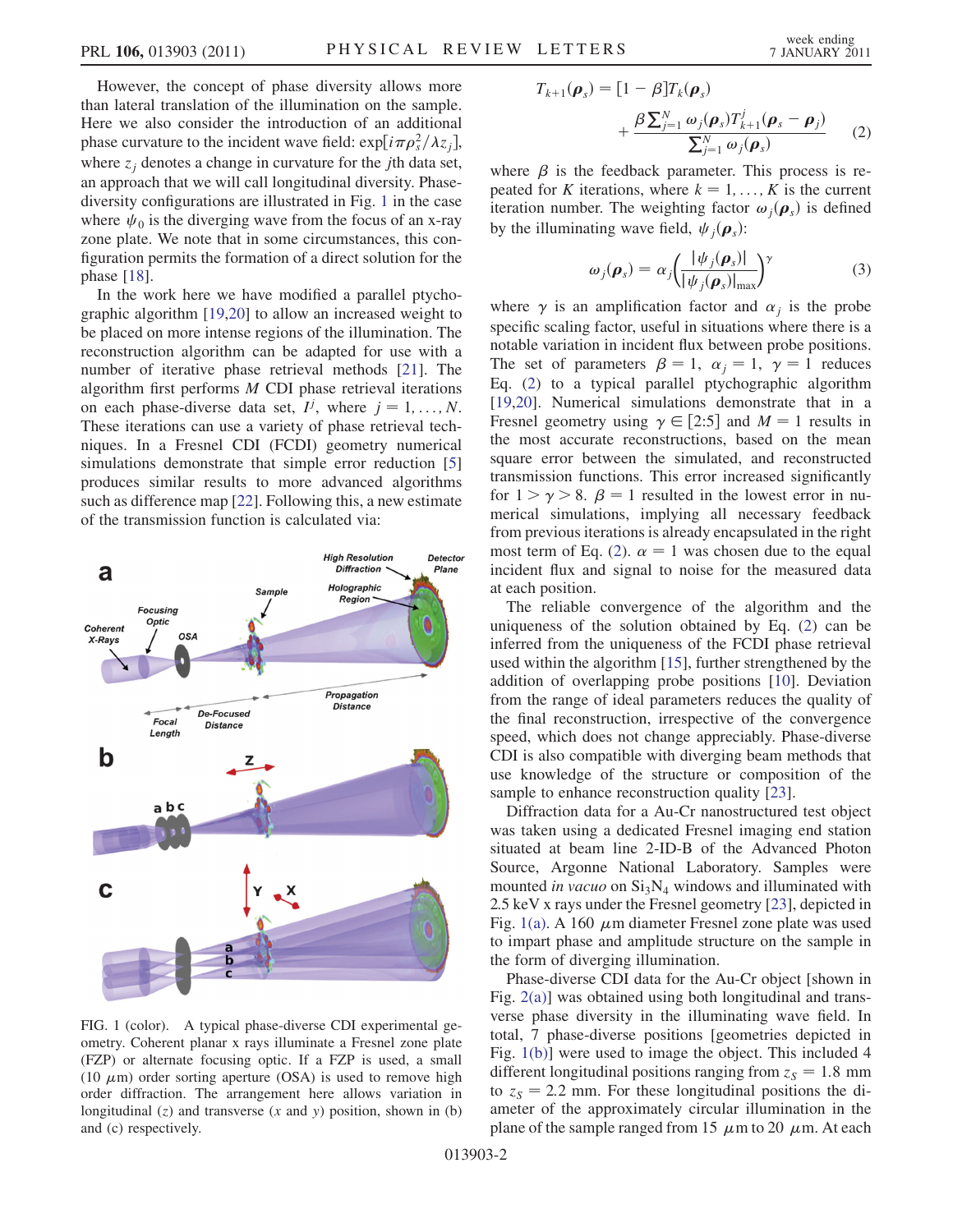However, the concept of phase diversity allows more than lateral translation of the illumination on the sample. Here we also consider the introduction of an additional phase curvature to the incident wave field: $\exp[i\pi\rho_s^2/\lambda z_j]$, where $z_j$ denotes a change in curvature for the $j$th data set, an approach that we will call longitudinal diversity. Phase-diversity configurations are illustrated in Fig. 1 in the case where $\psi_0$ is the diverging wave from the focus of an x-ray zone plate. We note that in some circumstances, this configuration permits the formation of a direct solution for the phase [18].

In the work here we have modified a parallel ptychographic algorithm [19,20] to allow an increased weight to be placed on more intense regions of the illumination. The reconstruction algorithm can be adapted for use with a number of iterative phase retrieval methods [21]. The algorithm first performs $M$ CDI phase retrieval iterations on each phase-diverse data set, $I^j$, where $j = 1, \ldots, N$. These iterations can use a variety of phase retrieval techniques. In a Fresnel CDI (FCDI) geometry numerical simulations demonstrate that simple error reduction [5] produces similar results to more advanced algorithms such as difference map [22]. Following this, a new estimate of the transmission function is calculated via:

FIG. 1 (color). A typical phase-diverse CDI experimental geometry. Coherent planar x rays illuminate a Fresnel zone plate (FZP) or alternate focusing optic. If a FZP is used, a small (10 $\mu$m) order sorting aperture (OSA) is used to remove high order diffraction. The arrangement here allows variation in longitudinal ($z$) and transverse ($x$ and $y$) position, shown in (b) and (c) respectively.

$$T_{k+1}(\boldsymbol{\rho}_s) = [1 - \beta]T_k(\boldsymbol{\rho}_s) + \frac{\beta \sum_{j=1}^{N} \omega_j(\boldsymbol{\rho}_s) T_{k+1}^j(\boldsymbol{\rho}_s - \boldsymbol{\rho}_j)}{\sum_{j=1}^{N} \omega_j(\boldsymbol{\rho}_s)} \quad (2)$$

where $\beta$ is the feedback parameter. This process is repeated for $K$ iterations, where $k = 1, \ldots, K$ is the current iteration number. The weighting factor $\omega_j(\boldsymbol{\rho}_s)$ is defined by the illuminating wave field, $\psi_j(\boldsymbol{\rho}_s)$:

$$\omega_j(\boldsymbol{\rho}_s) = \alpha_j \left( \frac{|\psi_j(\boldsymbol{\rho}_s)|}{|\psi_j(\boldsymbol{\rho}_s)|_{\max}} \right)^{\gamma} \quad (3)$$

where $\gamma$ is an amplification factor and $\alpha_j$ is the probe specific scaling factor, useful in situations where there is a notable variation in incident flux between probe positions. The set of parameters $\beta = 1$, $\alpha_j = 1$, $\gamma = 1$ reduces Eq. (2) to a typical parallel ptychographic algorithm [19,20]. Numerical simulations demonstrate that in a Fresnel geometry using $\gamma \in [2{:}5]$ and $M = 1$ results in the most accurate reconstructions, based on the mean square error between the simulated, and reconstructed transmission functions. This error increased significantly for $1 > \gamma > 8$. $\beta = 1$ resulted in the lowest error in numerical simulations, implying all necessary feedback from previous iterations is already encapsulated in the right most term of Eq. (2). $\alpha = 1$ was chosen due to the equal incident flux and signal to noise for the measured data at each position.

The reliable convergence of the algorithm and the uniqueness of the solution obtained by Eq. (2) can be inferred from the uniqueness of the FCDI phase retrieval used within the algorithm [15], further strengthened by the addition of overlapping probe positions [10]. Deviation from the range of ideal parameters reduces the quality of the final reconstruction, irrespective of the convergence speed, which does not change appreciably. Phase-diverse CDI is also compatible with diverging beam methods that use knowledge of the structure or composition of the sample to enhance reconstruction quality [23].

Diffraction data for a Au-Cr nanostructured test object was taken using a dedicated Fresnel imaging end station situated at beam line 2-ID-B of the Advanced Photon Source, Argonne National Laboratory. Samples were mounted *in vacuo* on $Si_3N_4$ windows and illuminated with 2.5 keV x rays under the Fresnel geometry [23], depicted in Fig. 1(a). A 160 $\mu$m diameter Fresnel zone plate was used to impart phase and amplitude structure on the sample in the form of diverging illumination.

Phase-diverse CDI data for the Au-Cr object [shown in Fig. 2(a)] was obtained using both longitudinal and transverse phase diversity in the illuminating wave field. In total, 7 phase-diverse positions [geometries depicted in Fig. 1(b)] were used to image the object. This included 4 different longitudinal positions ranging from $z_S = 1.8$ mm to $z_S = 2.2$ mm. For these longitudinal positions the diameter of the approximately circular illumination in the plane of the sample ranged from 15 $\mu$m to 20 $\mu$m. At each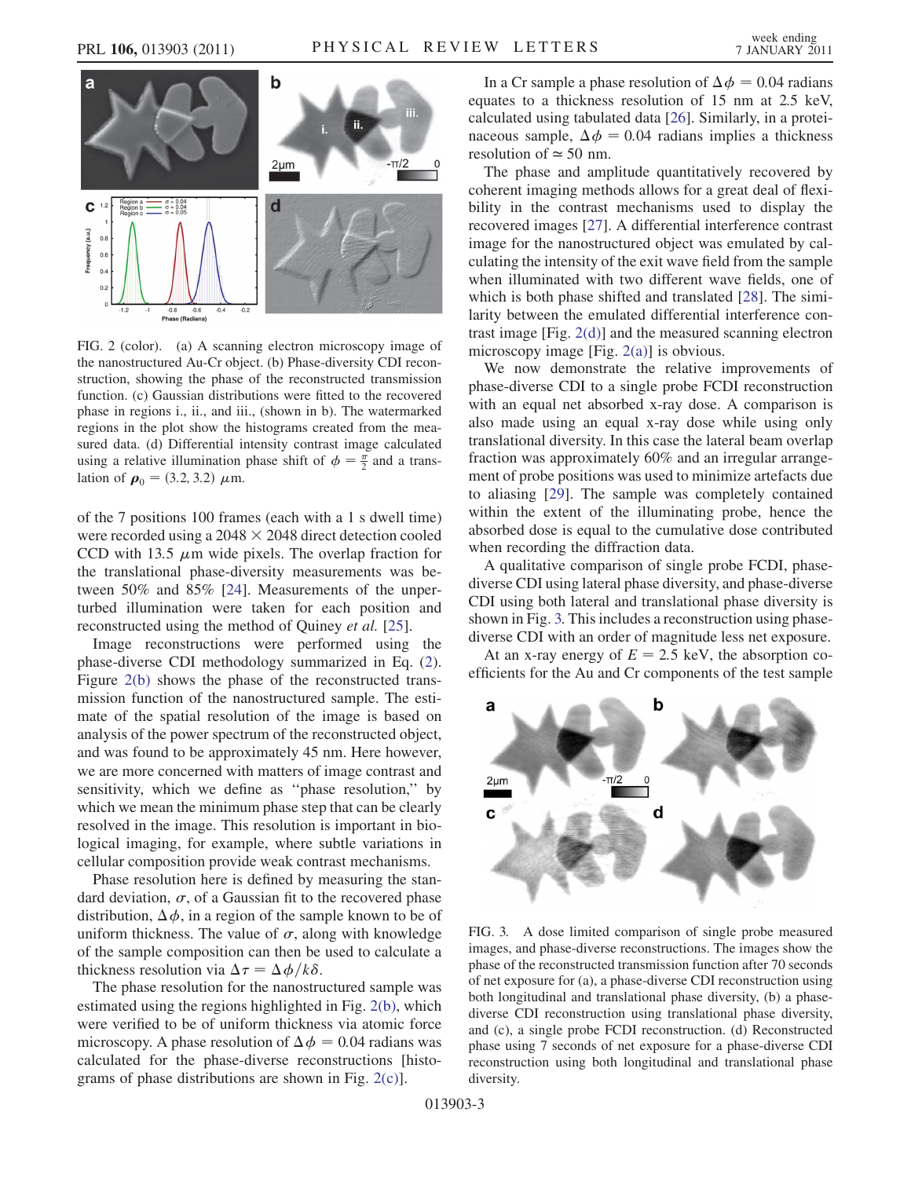FIG. 2 (color). (a) A scanning electron microscopy image of the nanostructured Au-Cr object. (b) Phase-diversity CDI reconstruction, showing the phase of the reconstructed transmission function. (c) Gaussian distributions were fitted to the recovered phase in regions i., ii., and iii., (shown in b). The watermarked regions in the plot show the histograms created from the measured data. (d) Differential intensity contrast image calculated using a relative illumination phase shift of $\phi = \frac{\pi}{2}$ and a translation of $\boldsymbol{\rho}_0 = (3.2, 3.2)$ $\mu$m.

of the 7 positions 100 frames (each with a 1 s dwell time) were recorded using a $2048 \times 2048$ direct detection cooled CCD with 13.5 $\mu$m wide pixels. The overlap fraction for the translational phase-diversity measurements was between 50% and 85% [24]. Measurements of the unperturbed illumination were taken for each position and reconstructed using the method of Quiney *et al.* [25].

Image reconstructions were performed using the phase-diverse CDI methodology summarized in Eq. (2). Figure 2(b) shows the phase of the reconstructed transmission function of the nanostructured sample. The estimate of the spatial resolution of the image is based on analysis of the power spectrum of the reconstructed object, and was found to be approximately 45 nm. Here however, we are more concerned with matters of image contrast and sensitivity, which we define as "phase resolution," by which we mean the minimum phase step that can be clearly resolved in the image. This resolution is important in biological imaging, for example, where subtle variations in cellular composition provide weak contrast mechanisms.

Phase resolution here is defined by measuring the standard deviation, $\sigma$, of a Gaussian fit to the recovered phase distribution, $\Delta\phi$, in a region of the sample known to be of uniform thickness. The value of $\sigma$, along with knowledge of the sample composition can then be used to calculate a thickness resolution via $\Delta\tau = \Delta\phi/k\delta$.

The phase resolution for the nanostructured sample was estimated using the regions highlighted in Fig. 2(b), which were verified to be of uniform thickness via atomic force microscopy. A phase resolution of $\Delta\phi = 0.04$ radians was calculated for the phase-diverse reconstructions [histograms of phase distributions are shown in Fig. 2(c)].

In a Cr sample a phase resolution of $\Delta\phi = 0.04$ radians equates to a thickness resolution of 15 nm at 2.5 keV, calculated using tabulated data [26]. Similarly, in a proteinaceous sample, $\Delta\phi = 0.04$ radians implies a thickness resolution of $\simeq 50$ nm.

The phase and amplitude quantitatively recovered by coherent imaging methods allows for a great deal of flexibility in the contrast mechanisms used to display the recovered images [27]. A differential interference contrast image for the nanostructured object was emulated by calculating the intensity of the exit wave field from the sample when illuminated with two different wave fields, one of which is both phase shifted and translated [28]. The similarity between the emulated differential interference contrast image [Fig. 2(d)] and the measured scanning electron microscopy image [Fig. 2(a)] is obvious.

We now demonstrate the relative improvements of phase-diverse CDI to a single probe FCDI reconstruction with an equal net absorbed x-ray dose. A comparison is also made using an equal x-ray dose while using only translational diversity. In this case the lateral beam overlap fraction was approximately 60% and an irregular arrangement of probe positions was used to minimize artefacts due to aliasing [29]. The sample was completely contained within the extent of the illuminating probe, hence the absorbed dose is equal to the cumulative dose contributed when recording the diffraction data.

A qualitative comparison of single probe FCDI, phase-diverse CDI using lateral phase diversity, and phase-diverse CDI using both lateral and translational phase diversity is shown in Fig. 3. This includes a reconstruction using phase-diverse CDI with an order of magnitude less net exposure.

At an x-ray energy of $E = 2.5$ keV, the absorption coefficients for the Au and Cr components of the test sample

FIG. 3. A dose limited comparison of single probe measured images, and phase-diverse reconstructions. The images show the phase of the reconstructed transmission function after 70 seconds of net exposure for (a), a phase-diverse CDI reconstruction using both longitudinal and translational phase diversity, (b) a phase-diverse CDI reconstruction using translational phase diversity, and (c), a single probe FCDI reconstruction. (d) Reconstructed phase using 7 seconds of net exposure for a phase-diverse CDI reconstruction using both longitudinal and translational phase diversity.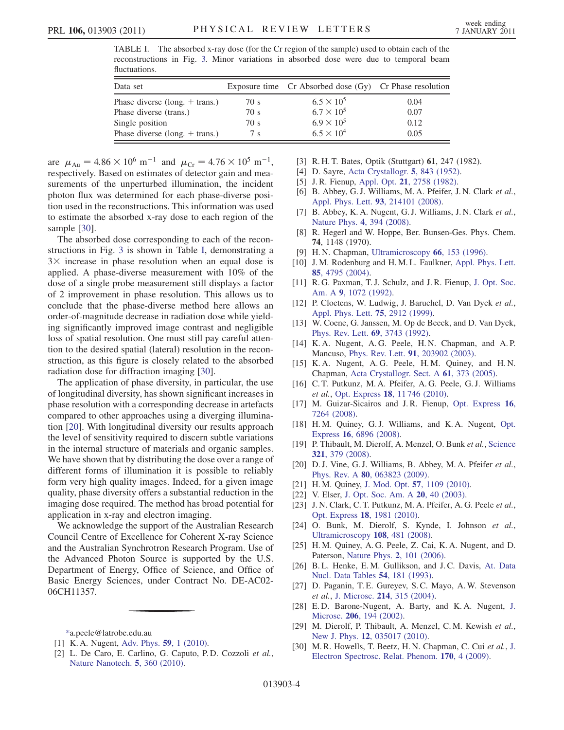TABLE I. The absorbed x-ray dose (for the Cr region of the sample) used to obtain each of the reconstructions in Fig. 3. Minor variations in absorbed dose were due to temporal beam fluctuations.

| Data set | Exposure time | Cr Absorbed dose (Gy) | Cr Phase resolution |
| --- | --- | --- | --- |
| Phase diverse (long. + trans.) | 70 s | $6.5 \times 10^5$ | 0.04 |
| Phase diverse (trans.) | 70 s | $6.7 \times 10^5$ | 0.07 |
| Single position | 70 s | $6.9 \times 10^5$ | 0.12 |
| Phase diverse (long. + trans.) | 7 s | $6.5 \times 10^4$ | 0.05 |

are $\mu_{Au} = 4.86 \times 10^6\ \mathrm{m}^{-1}$ and $\mu_{Cr} = 4.76 \times 10^5\ \mathrm{m}^{-1}$, respectively. Based on estimates of detector gain and measurements of the unperturbed illumination, the incident photon flux was determined for each phase-diverse position used in the reconstructions. This information was used to estimate the absorbed x-ray dose to each region of the sample [30].

The absorbed dose corresponding to each of the reconstructions in Fig. 3 is shown in Table I, demonstrating a 3× increase in phase resolution when an equal dose is applied. A phase-diverse measurement with 10% of the dose of a single probe measurement still displays a factor of 2 improvement in phase resolution. This allows us to conclude that the phase-diverse method here allows an order-of-magnitude decrease in radiation dose while yielding significantly improved image contrast and negligible loss of spatial resolution. One must still pay careful attention to the desired spatial (lateral) resolution in the reconstruction, as this figure is closely related to the absorbed radiation dose for diffraction imaging [30].

The application of phase diversity, in particular, the use of longitudinal diversity, has shown significant increases in phase resolution with a corresponding decrease in artefacts compared to other approaches using a diverging illumination [20]. With longitudinal diversity our results approach the level of sensitivity required to discern subtle variations in the internal structure of materials and organic samples. We have shown that by distributing the dose over a range of different forms of illumination it is possible to reliably form very high quality images. Indeed, for a given image quality, phase diversity offers a substantial reduction in the imaging dose required. The method has broad potential for application in x-ray and electron imaging.

We acknowledge the support of the Australian Research Council Centre of Excellence for Coherent X-ray Science and the Australian Synchrotron Research Program. Use of the Advanced Photon Source is supported by the U.S. Department of Energy, Office of Science, and Office of Basic Energy Sciences, under Contract No. DE-AC02-06CH11357.

---

*a.peele@latrobe.edu.au

[1] K. A. Nugent, Adv. Phys. **59**, 1 (2010).

[2] L. De Caro, E. Carlino, G. Caputo, P. D. Cozzoli *et al.*, Nature Nanotech. **5**, 360 (2010).

[3] R. H. T. Bates, Optik (Stuttgart) **61**, 247 (1982).

[4] D. Sayre, Acta Crystallogr. **5**, 843 (1952).

[5] J. R. Fienup, Appl. Opt. **21**, 2758 (1982).

[6] B. Abbey, G. J. Williams, M. A. Pfeifer, J. N. Clark *et al.*, Appl. Phys. Lett. **93**, 214101 (2008).

[7] B. Abbey, K. A. Nugent, G. J. Williams, J. N. Clark *et al.*, Nature Phys. **4**, 394 (2008).

[8] R. Hegerl and W. Hoppe, Ber. Bunsen-Ges. Phys. Chem. **74**, 1148 (1970).

[9] H. N. Chapman, Ultramicroscopy **66**, 153 (1996).

[10] J. M. Rodenburg and H. M. L. Faulkner, Appl. Phys. Lett. **85**, 4795 (2004).

[11] R. G. Paxman, T. J. Schulz, and J. R. Fienup, J. Opt. Soc. Am. A **9**, 1072 (1992).

[12] P. Cloetens, W. Ludwig, J. Baruchel, D. Van Dyck *et al.*, Appl. Phys. Lett. **75**, 2912 (1999).

[13] W. Coene, G. Janssen, M. Op de Beeck, and D. Van Dyck, Phys. Rev. Lett. **69**, 3743 (1992).

[14] K. A. Nugent, A. G. Peele, H. N. Chapman, and A. P. Mancuso, Phys. Rev. Lett. **91**, 203902 (2003).

[15] K. A. Nugent, A. G. Peele, H. M. Quiney, and H. N. Chapman, Acta Crystallogr. Sect. A **61**, 373 (2005).

[16] C. T. Putkunz, M. A. Pfeifer, A. G. Peele, G. J. Williams *et al.*, Opt. Express **18**, 11 746 (2010).

[17] M. Guizar-Sicairos and J. R. Fienup, Opt. Express **16**, 7264 (2008).

[18] H. M. Quiney, G. J. Williams, and K. A. Nugent, Opt. Express **16**, 6896 (2008).

[19] P. Thibault, M. Dierolf, A. Menzel, O. Bunk *et al.*, Science **321**, 379 (2008).

[20] D. J. Vine, G. J. Williams, B. Abbey, M. A. Pfeifer *et al.*, Phys. Rev. A **80**, 063823 (2009).

[21] H. M. Quiney, J. Mod. Opt. **57**, 1109 (2010).

[22] V. Elser, J. Opt. Soc. Am. A **20**, 40 (2003).

[23] J. N. Clark, C. T. Putkunz, M. A. Pfeifer, A. G. Peele *et al.*, Opt. Express **18**, 1981 (2010).

[24] O. Bunk, M. Dierolf, S. Kynde, I. Johnson *et al.*, Ultramicroscopy **108**, 481 (2008).

[25] H. M. Quiney, A. G. Peele, Z. Cai, K. A. Nugent, and D. Paterson, Nature Phys. **2**, 101 (2006).

[26] B. L. Henke, E. M. Gullikson, and J. C. Davis, At. Data Nucl. Data Tables **54**, 181 (1993).

[27] D. Paganin, T. E. Gureyev, S. C. Mayo, A. W. Stevenson *et al.*, J. Microsc. **214**, 315 (2004).

[28] E. D. Barone-Nugent, A. Barty, and K. A. Nugent, J. Microsc. **206**, 194 (2002).

[29] M. Dierolf, P. Thibault, A. Menzel, C. M. Kewish *et al.*, New J. Phys. **12**, 035017 (2010).

[30] M. R. Howells, T. Beetz, H. N. Chapman, C. Cui *et al.*, J. Electron Spectrosc. Relat. Phenom. **170**, 4 (2009).